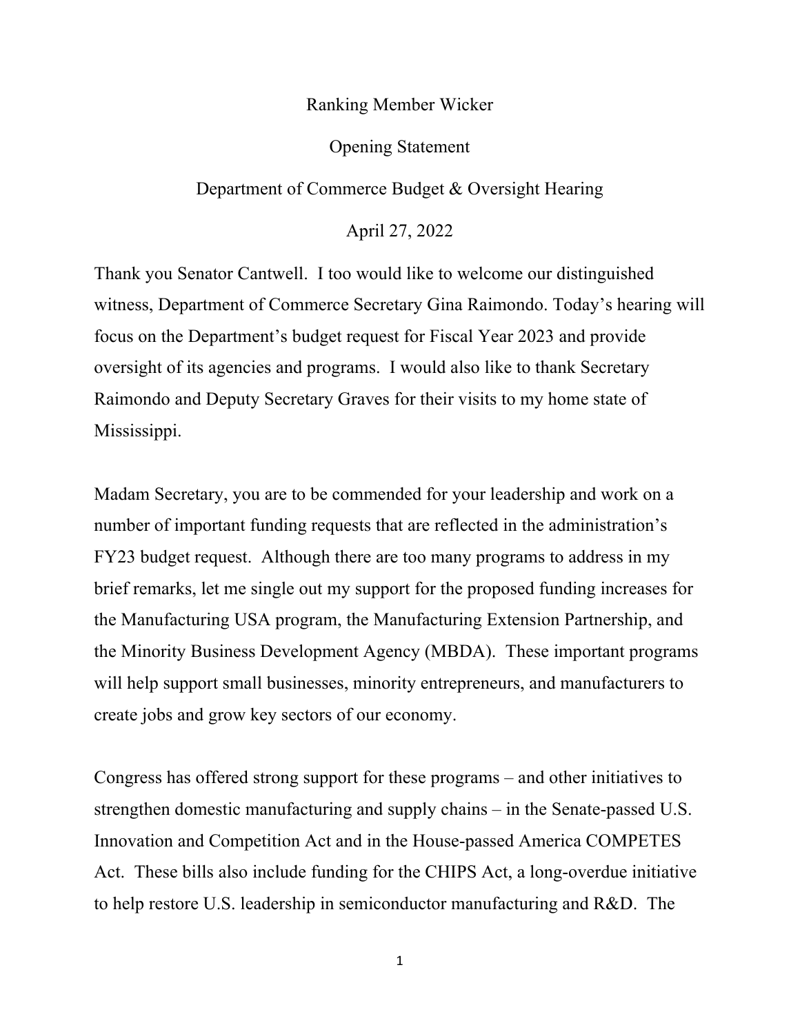Ranking Member Wicker

Opening Statement

Department of Commerce Budget & Oversight Hearing

April 27, 2022

Thank you Senator Cantwell. I too would like to welcome our distinguished witness, Department of Commerce Secretary Gina Raimondo. Today's hearing will focus on the Department's budget request for Fiscal Year 2023 and provide oversight of its agencies and programs. I would also like to thank Secretary Raimondo and Deputy Secretary Graves for their visits to my home state of Mississippi.

Madam Secretary, you are to be commended for your leadership and work on a number of important funding requests that are reflected in the administration's FY23 budget request. Although there are too many programs to address in my brief remarks, let me single out my support for the proposed funding increases for the Manufacturing USA program, the Manufacturing Extension Partnership, and the Minority Business Development Agency (MBDA). These important programs will help support small businesses, minority entrepreneurs, and manufacturers to create jobs and grow key sectors of our economy.

Congress has offered strong support for these programs – and other initiatives to strengthen domestic manufacturing and supply chains – in the Senate-passed U.S. Innovation and Competition Act and in the House-passed America COMPETES Act. These bills also include funding for the CHIPS Act, a long-overdue initiative to help restore U.S. leadership in semiconductor manufacturing and R&D. The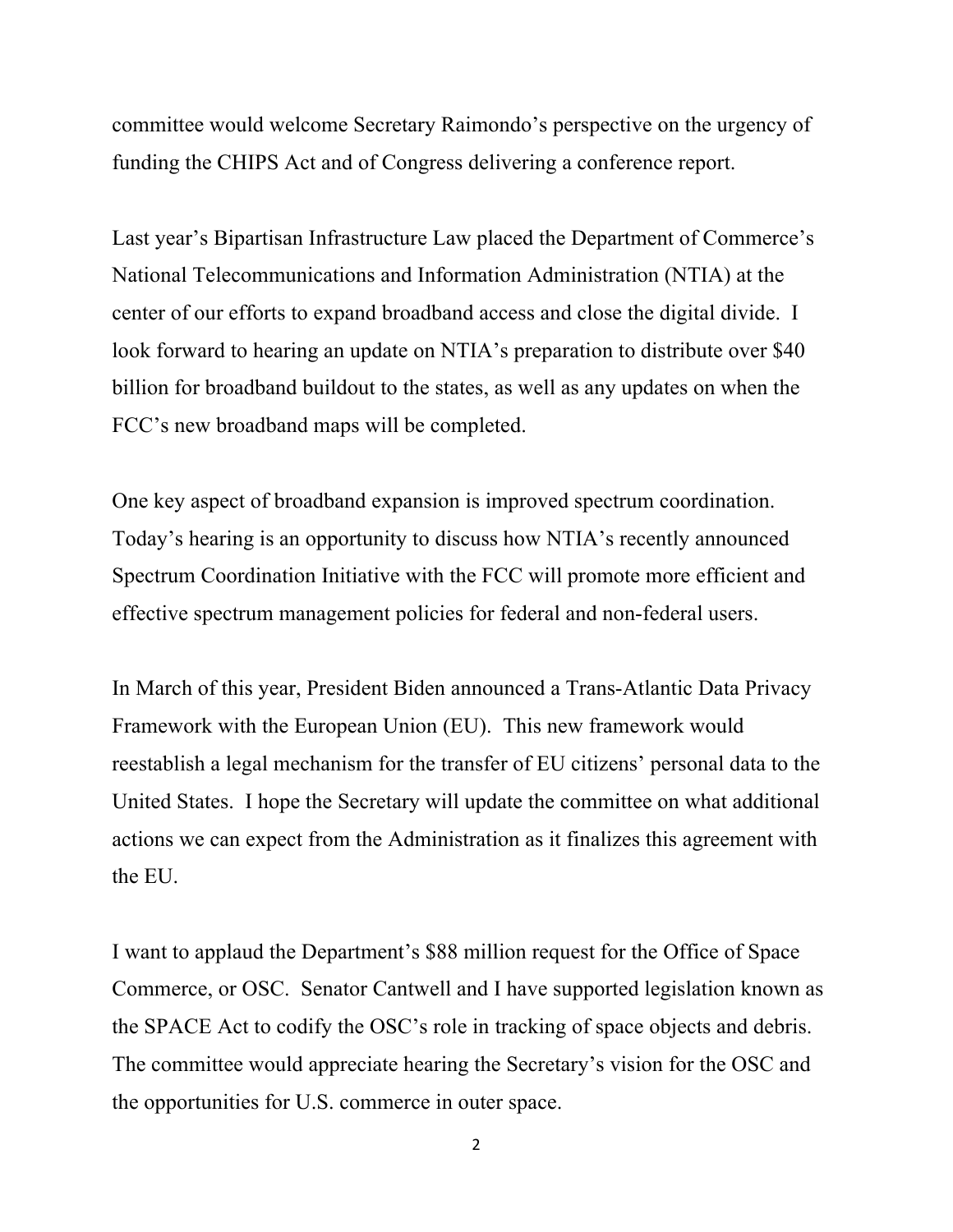committee would welcome Secretary Raimondo's perspective on the urgency of funding the CHIPS Act and of Congress delivering a conference report.

Last year's Bipartisan Infrastructure Law placed the Department of Commerce's National Telecommunications and Information Administration (NTIA) at the center of our efforts to expand broadband access and close the digital divide. I look forward to hearing an update on NTIA's preparation to distribute over $40 billion for broadband buildout to the states, as well as any updates on when the FCC's new broadband maps will be completed.

One key aspect of broadband expansion is improved spectrum coordination. Today's hearing is an opportunity to discuss how NTIA's recently announced Spectrum Coordination Initiative with the FCC will promote more efficient and effective spectrum management policies for federal and non-federal users.

In March of this year, President Biden announced a Trans-Atlantic Data Privacy Framework with the European Union (EU). This new framework would reestablish a legal mechanism for the transfer of EU citizens' personal data to the United States. I hope the Secretary will update the committee on what additional actions we can expect from the Administration as it finalizes this agreement with the EU.

I want to applaud the Department's $88 million request for the Office of Space Commerce, or OSC. Senator Cantwell and I have supported legislation known as the SPACE Act to codify the OSC's role in tracking of space objects and debris. The committee would appreciate hearing the Secretary's vision for the OSC and the opportunities for U.S. commerce in outer space.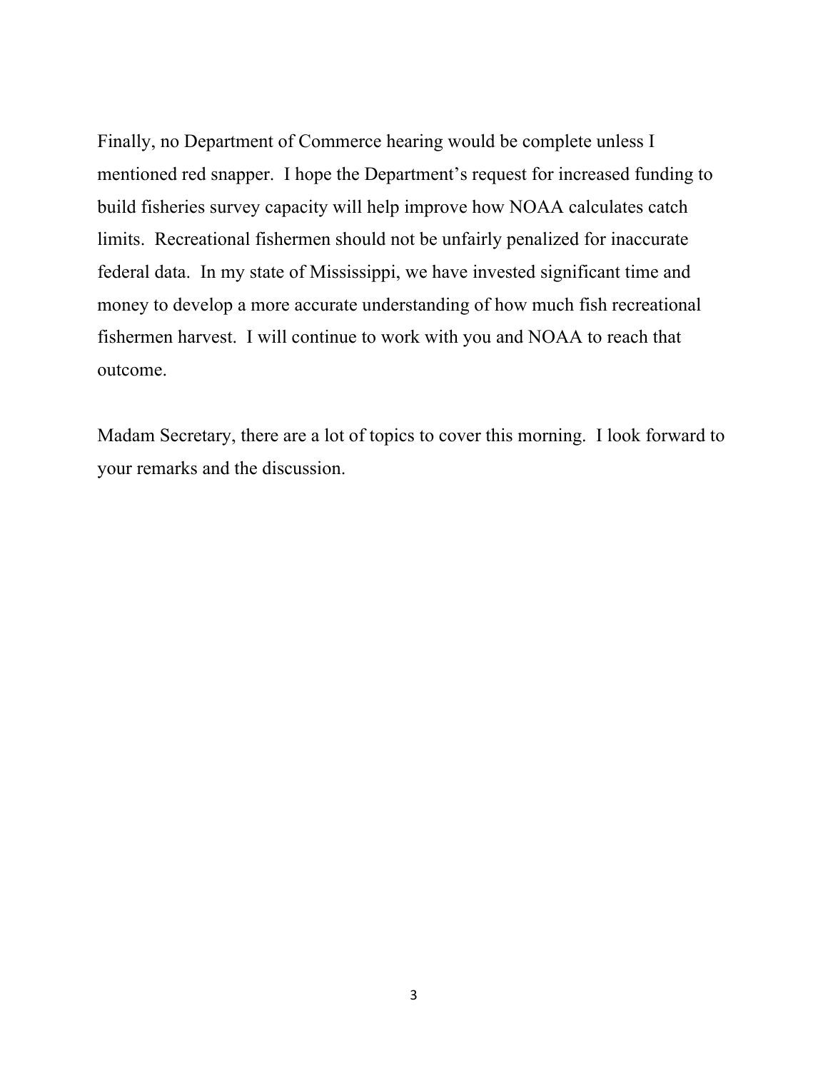Finally, no Department of Commerce hearing would be complete unless I mentioned red snapper. I hope the Department's request for increased funding to build fisheries survey capacity will help improve how NOAA calculates catch limits. Recreational fishermen should not be unfairly penalized for inaccurate federal data. In my state of Mississippi, we have invested significant time and money to develop a more accurate understanding of how much fish recreational fishermen harvest. I will continue to work with you and NOAA to reach that outcome.

Madam Secretary, there are a lot of topics to cover this morning. I look forward to your remarks and the discussion.